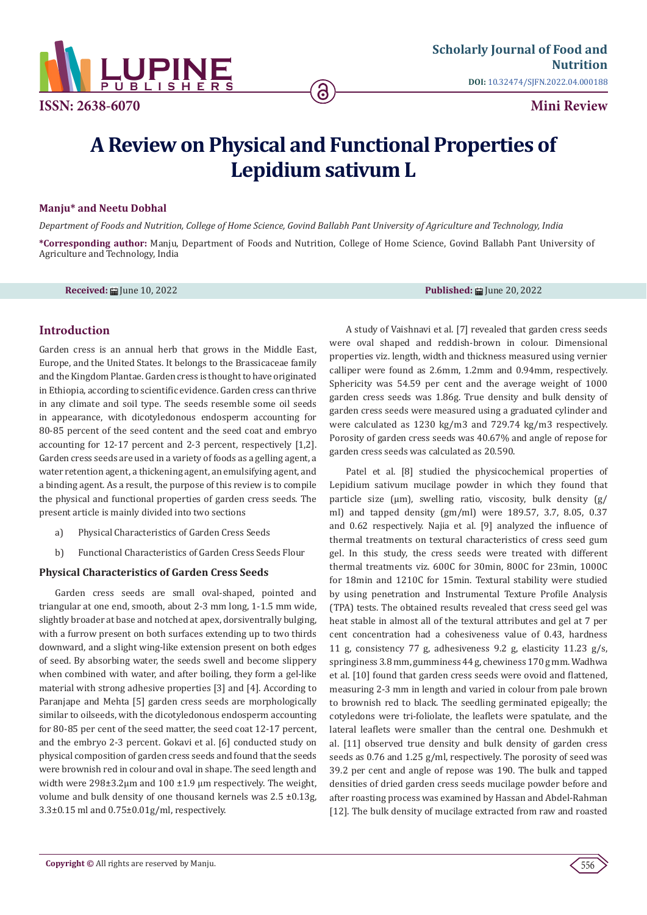# A Review on Physical and Functional Properties of Lepidium sativum L

**Manju* and Neetu Dobhal**

*Department of Foods and Nutrition, College of Home Science, Govind Ballabh Pant University of Agriculture and Technology, India*

***Corresponding author:** Manju, Department of Foods and Nutrition, College of Home Science, Govind Ballabh Pant University of Agriculture and Technology, India

**Received:** June 10, 2022 **Published:** June 20, 2022

## Introduction

Garden cress is an annual herb that grows in the Middle East, Europe, and the United States. It belongs to the Brassicaceae family and the Kingdom Plantae. Garden cress is thought to have originated in Ethiopia, according to scientific evidence. Garden cress can thrive in any climate and soil type. The seeds resemble some oil seeds in appearance, with dicotyledonous endosperm accounting for 80-85 percent of the seed content and the seed coat and embryo accounting for 12-17 percent and 2-3 percent, respectively [1,2]. Garden cress seeds are used in a variety of foods as a gelling agent, a water retention agent, a thickening agent, an emulsifying agent, and a binding agent. As a result, the purpose of this review is to compile the physical and functional properties of garden cress seeds. The present article is mainly divided into two sections

a) Physical Characteristics of Garden Cress Seeds

b) Functional Characteristics of Garden Cress Seeds Flour

### Physical Characteristics of Garden Cress Seeds

Garden cress seeds are small oval-shaped, pointed and triangular at one end, smooth, about 2-3 mm long, 1-1.5 mm wide, slightly broader at base and notched at apex, dorsiventrally bulging, with a furrow present on both surfaces extending up to two thirds downward, and a slight wing-like extension present on both edges of seed. By absorbing water, the seeds swell and become slippery when combined with water, and after boiling, they form a gel-like material with strong adhesive properties [3] and [4]. According to Paranjape and Mehta [5] garden cress seeds are morphologically similar to oilseeds, with the dicotyledonous endosperm accounting for 80-85 per cent of the seed matter, the seed coat 12-17 percent, and the embryo 2-3 percent. Gokavi et al. [6] conducted study on physical composition of garden cress seeds and found that the seeds were brownish red in colour and oval in shape. The seed length and width were 298±3.2µm and 100 ±1.9 µm respectively. The weight, volume and bulk density of one thousand kernels was 2.5 ±0.13g, 3.3±0.15 ml and 0.75±0.01g/ml, respectively.

A study of Vaishnavi et al. [7] revealed that garden cress seeds were oval shaped and reddish-brown in colour. Dimensional properties viz. length, width and thickness measured using vernier calliper were found as 2.6mm, 1.2mm and 0.94mm, respectively. Sphericity was 54.59 per cent and the average weight of 1000 garden cress seeds was 1.86g. True density and bulk density of garden cress seeds were measured using a graduated cylinder and were calculated as 1230 kg/m3 and 729.74 kg/m3 respectively. Porosity of garden cress seeds was 40.67% and angle of repose for garden cress seeds was calculated as 20.590.

Patel et al. [8] studied the physicochemical properties of Lepidium sativum mucilage powder in which they found that particle size (µm), swelling ratio, viscosity, bulk density (g/ml) and tapped density (gm/ml) were 189.57, 3.7, 8.05, 0.37 and 0.62 respectively. Najia et al. [9] analyzed the influence of thermal treatments on textural characteristics of cress seed gum gel. In this study, the cress seeds were treated with different thermal treatments viz. 600C for 30min, 800C for 23min, 1000C for 18min and 1210C for 15min. Textural stability were studied by using penetration and Instrumental Texture Profile Analysis (TPA) tests. The obtained results revealed that cress seed gel was heat stable in almost all of the textural attributes and gel at 7 per cent concentration had a cohesiveness value of 0.43, hardness 11 g, consistency 77 g, adhesiveness 9.2 g, elasticity 11.23 g/s, springiness 3.8 mm, gumminess 44 g, chewiness 170 g mm. Wadhwa et al. [10] found that garden cress seeds were ovoid and flattened, measuring 2-3 mm in length and varied in colour from pale brown to brownish red to black. The seedling germinated epigeally; the cotyledons were tri-foliolate, the leaflets were spatulate, and the lateral leaflets were smaller than the central one. Deshmukh et al. [11] observed true density and bulk density of garden cress seeds as 0.76 and 1.25 g/ml, respectively. The porosity of seed was 39.2 per cent and angle of repose was 190. The bulk and tapped densities of dried garden cress seeds mucilage powder before and after roasting process was examined by Hassan and Abdel-Rahman [12]. The bulk density of mucilage extracted from raw and roasted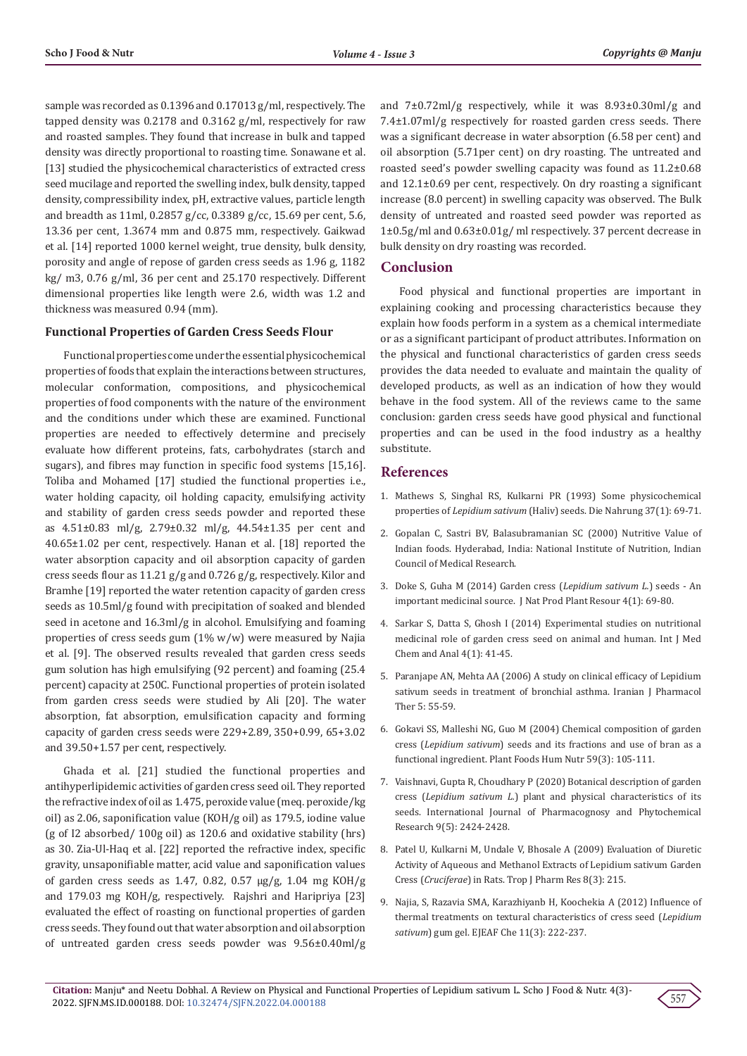sample was recorded as 0.1396 and 0.17013 g/ml, respectively. The tapped density was 0.2178 and 0.3162 g/ml, respectively for raw and roasted samples. They found that increase in bulk and tapped density was directly proportional to roasting time. Sonawane et al. [13] studied the physicochemical characteristics of extracted cress seed mucilage and reported the swelling index, bulk density, tapped density, compressibility index, pH, extractive values, particle length and breadth as 11ml, 0.2857 g/cc, 0.3389 g/cc, 15.69 per cent, 5.6, 13.36 per cent, 1.3674 mm and 0.875 mm, respectively. Gaikwad et al. [14] reported 1000 kernel weight, true density, bulk density, porosity and angle of repose of garden cress seeds as 1.96 g, 1182 kg/ m3, 0.76 g/ml, 36 per cent and 25.170 respectively. Different dimensional properties like length were 2.6, width was 1.2 and thickness was measured 0.94 (mm).

### Functional Properties of Garden Cress Seeds Flour

Functional properties come under the essential physicochemical properties of foods that explain the interactions between structures, molecular conformation, compositions, and physicochemical properties of food components with the nature of the environment and the conditions under which these are examined. Functional properties are needed to effectively determine and precisely evaluate how different proteins, fats, carbohydrates (starch and sugars), and fibres may function in specific food systems [15,16]. Toliba and Mohamed [17] studied the functional properties i.e., water holding capacity, oil holding capacity, emulsifying activity and stability of garden cress seeds powder and reported these as 4.51±0.83 ml/g, 2.79±0.32 ml/g, 44.54±1.35 per cent and 40.65±1.02 per cent, respectively. Hanan et al. [18] reported the water absorption capacity and oil absorption capacity of garden cress seeds flour as 11.21 g/g and 0.726 g/g, respectively. Kilor and Bramhe [19] reported the water retention capacity of garden cress seeds as 10.5ml/g found with precipitation of soaked and blended seed in acetone and 16.3ml/g in alcohol. Emulsifying and foaming properties of cress seeds gum (1% w/w) were measured by Najia et al. [9]. The observed results revealed that garden cress seeds gum solution has high emulsifying (92 percent) and foaming (25.4 percent) capacity at 250C. Functional properties of protein isolated from garden cress seeds were studied by Ali [20]. The water absorption, fat absorption, emulsification capacity and forming capacity of garden cress seeds were 229+2.89, 350+0.99, 65+3.02 and 39.50+1.57 per cent, respectively.

Ghada et al. [21] studied the functional properties and antihyperlipidemic activities of garden cress seed oil. They reported the refractive index of oil as 1.475, peroxide value (meq. peroxide/kg oil) as 2.06, saponification value (KOH/g oil) as 179.5, iodine value (g of I2 absorbed/ 100g oil) as 120.6 and oxidative stability (hrs) as 30. Zia-Ul-Haq et al. [22] reported the refractive index, specific gravity, unsaponifiable matter, acid value and saponification values of garden cress seeds as 1.47, 0.82, 0.57 μg/g, 1.04 mg KOH/g and 179.03 mg KOH/g, respectively. Rajshri and Haripriya [23] evaluated the effect of roasting on functional properties of garden cress seeds. They found out that water absorption and oil absorption of untreated garden cress seeds powder was 9.56±0.40ml/g and 7±0.72ml/g respectively, while it was 8.93±0.30ml/g and 7.4±1.07ml/g respectively for roasted garden cress seeds. There was a significant decrease in water absorption (6.58 per cent) and oil absorption (5.71per cent) on dry roasting. The untreated and roasted seed's powder swelling capacity was found as 11.2±0.68 and 12.1±0.69 per cent, respectively. On dry roasting a significant increase (8.0 percent) in swelling capacity was observed. The Bulk density of untreated and roasted seed powder was reported as 1±0.5g/ml and 0.63±0.01g/ ml respectively. 37 percent decrease in bulk density on dry roasting was recorded.

## Conclusion

Food physical and functional properties are important in explaining cooking and processing characteristics because they explain how foods perform in a system as a chemical intermediate or as a significant participant of product attributes. Information on the physical and functional characteristics of garden cress seeds provides the data needed to evaluate and maintain the quality of developed products, as well as an indication of how they would behave in the food system. All of the reviews came to the same conclusion: garden cress seeds have good physical and functional properties and can be used in the food industry as a healthy substitute.

## References

1. Mathews S, Singhal RS, Kulkarni PR (1993) Some physicochemical properties of *Lepidium sativum* (Haliv) seeds. Die Nahrung 37(1): 69-71.
2. Gopalan C, Sastri BV, Balasubramanian SC (2000) Nutritive Value of Indian foods. Hyderabad, India: National Institute of Nutrition, Indian Council of Medical Research.
3. Doke S, Guha M (2014) Garden cress (*Lepidium sativum L.*) seeds - An important medicinal source. J Nat Prod Plant Resour 4(1): 69-80.
4. Sarkar S, Datta S, Ghosh I (2014) Experimental studies on nutritional medicinal role of garden cress seed on animal and human. Int J Med Chem and Anal 4(1): 41-45.
5. Paranjape AN, Mehta AA (2006) A study on clinical efficacy of Lepidium sativum seeds in treatment of bronchial asthma. Iranian J Pharmacol Ther 5: 55-59.
6. Gokavi SS, Malleshi NG, Guo M (2004) Chemical composition of garden cress (*Lepidium sativum*) seeds and its fractions and use of bran as a functional ingredient. Plant Foods Hum Nutr 59(3): 105-111.
7. Vaishnavi, Gupta R, Choudhary P (2020) Botanical description of garden cress (*Lepidium sativum L.*) plant and physical characteristics of its seeds. International Journal of Pharmacognosy and Phytochemical Research 9(5): 2424-2428.
8. Patel U, Kulkarni M, Undale V, Bhosale A (2009) Evaluation of Diuretic Activity of Aqueous and Methanol Extracts of Lepidium sativum Garden Cress (*Cruciferae*) in Rats. Trop J Pharm Res 8(3): 215.
9. Najia, S, Razavia SMA, Karazhiyanb H, Koochekia A (2012) Influence of thermal treatments on textural characteristics of cress seed (*Lepidium sativum*) gum gel. EJEAF Che 11(3): 222-237.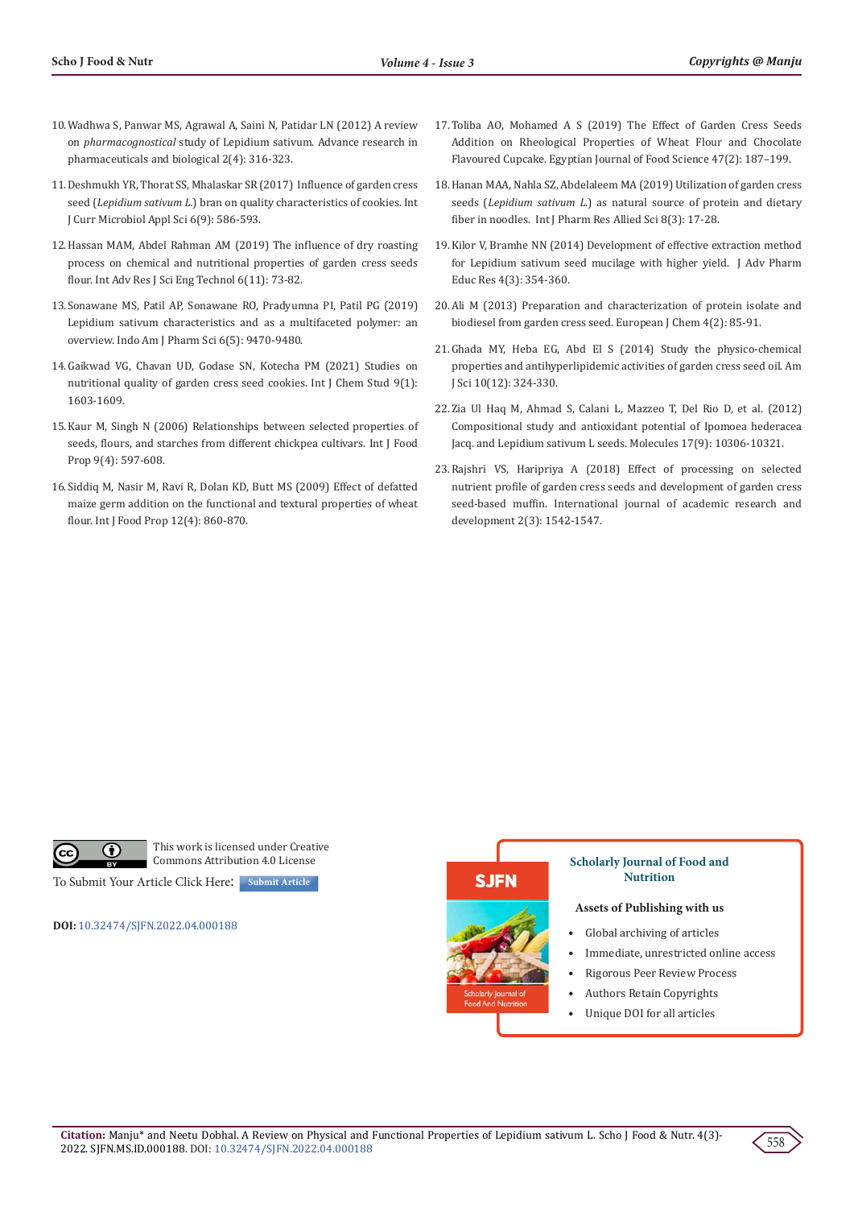10. Wadhwa S, Panwar MS, Agrawal A, Saini N, Patidar LN (2012) A review on *pharmacognostical* study of Lepidium sativum. Advance research in pharmaceuticals and biological 2(4): 316-323.
11. Deshmukh YR, Thorat SS, Mhalaskar SR (2017) Influence of garden cress seed (*Lepidium sativum L.*) bran on quality characteristics of cookies. Int J Curr Microbiol Appl Sci 6(9): 586-593.
12. Hassan MAM, Abdel Rahman AM (2019) The influence of dry roasting process on chemical and nutritional properties of garden cress seeds flour. Int Adv Res J Sci Eng Technol 6(11): 73-82.
13. Sonawane MS, Patil AP, Sonawane RO, Pradyumna PI, Patil PG (2019) Lepidium sativum characteristics and as a multifaceted polymer: an overview. Indo Am J Pharm Sci 6(5): 9470-9480.
14. Gaikwad VG, Chavan UD, Godase SN, Kotecha PM (2021) Studies on nutritional quality of garden cress seed cookies. Int J Chem Stud 9(1): 1603-1609.
15. Kaur M, Singh N (2006) Relationships between selected properties of seeds, flours, and starches from different chickpea cultivars. Int J Food Prop 9(4): 597-608.
16. Siddiq M, Nasir M, Ravi R, Dolan KD, Butt MS (2009) Effect of defatted maize germ addition on the functional and textural properties of wheat flour. Int J Food Prop 12(4): 860-870.
17. Toliba AO, Mohamed A S (2019) The Effect of Garden Cress Seeds Addition on Rheological Properties of Wheat Flour and Chocolate Flavoured Cupcake. Egyptian Journal of Food Science 47(2): 187–199.
18. Hanan MAA, Nahla SZ, Abdelaleem MA (2019) Utilization of garden cress seeds (*Lepidium sativum L.*) as natural source of protein and dietary fiber in noodles. Int J Pharm Res Allied Sci 8(3): 17-28.
19. Kilor V, Bramhe NN (2014) Development of effective extraction method for Lepidium sativum seed mucilage with higher yield. J Adv Pharm Educ Res 4(3): 354-360.
20. Ali M (2013) Preparation and characterization of protein isolate and biodiesel from garden cress seed. European J Chem 4(2): 85-91.
21. Ghada MY, Heba EG, Abd El S (2014) Study the physico-chemical properties and antihyperlipidemic activities of garden cress seed oil. Am J Sci 10(12): 324-330.
22. Zia Ul Haq M, Ahmad S, Calani L, Mazzeo T, Del Rio D, et al. (2012) Compositional study and antioxidant potential of Ipomoea hederacea Jacq. and Lepidium sativum L seeds. Molecules 17(9): 10306-10321.
23. Rajshri VS, Haripriya A (2018) Effect of processing on selected nutrient profile of garden cress seeds and development of garden cress seed-based muffin. International journal of academic research and development 2(3): 1542-1547.

This work is licensed under Creative Commons Attribution 4.0 License

To Submit Your Article Click Here: Submit Article

**DOI:** 10.32474/SJFN.2022.04.000188

**Scholarly Journal of Food and Nutrition**

**Assets of Publishing with us**

- Global archiving of articles
- Immediate, unrestricted online access
- Rigorous Peer Review Process
- Authors Retain Copyrights
- Unique DOI for all articles

**Citation:** Manju* and Neetu Dobhal. A Review on Physical and Functional Properties of Lepidium sativum L. Scho J Food & Nutr. 4(3)- 2022. SJFN.MS.ID.000188. DOI: 10.32474/SJFN.2022.04.000188